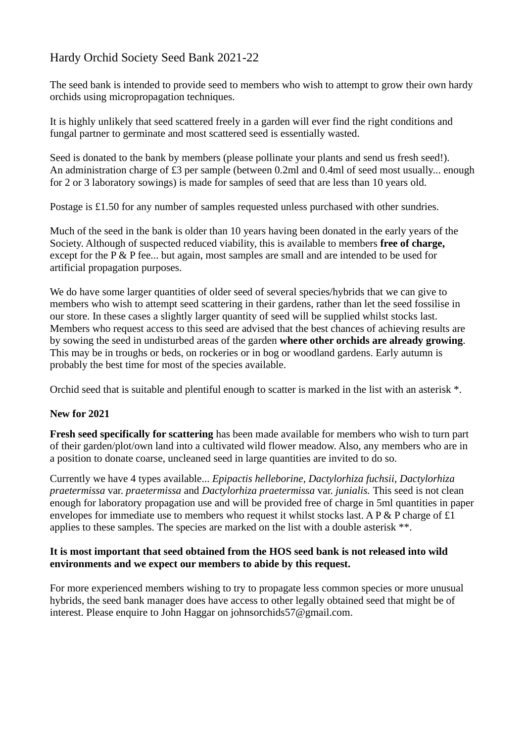# Hardy Orchid Society Seed Bank 2021-22

The seed bank is intended to provide seed to members who wish to attempt to grow their own hardy orchids using micropropagation techniques.

It is highly unlikely that seed scattered freely in a garden will ever find the right conditions and fungal partner to germinate and most scattered seed is essentially wasted.

Seed is donated to the bank by members (please pollinate your plants and send us fresh seed!). An administration charge of £3 per sample (between 0.2ml and 0.4ml of seed most usually... enough for 2 or 3 laboratory sowings) is made for samples of seed that are less than 10 years old.

Postage is £1.50 for any number of samples requested unless purchased with other sundries.

Much of the seed in the bank is older than 10 years having been donated in the early years of the Society. Although of suspected reduced viability, this is available to members **free of charge,** except for the P & P fee... but again, most samples are small and are intended to be used for artificial propagation purposes.

We do have some larger quantities of older seed of several species/hybrids that we can give to members who wish to attempt seed scattering in their gardens, rather than let the seed fossilise in our store. In these cases a slightly larger quantity of seed will be supplied whilst stocks last. Members who request access to this seed are advised that the best chances of achieving results are by sowing the seed in undisturbed areas of the garden **where other orchids are already growing**. This may be in troughs or beds, on rockeries or in bog or woodland gardens. Early autumn is probably the best time for most of the species available.

Orchid seed that is suitable and plentiful enough to scatter is marked in the list with an asterisk *.

**New for 2021**

**Fresh seed specifically for scattering** has been made available for members who wish to turn part of their garden/plot/own land into a cultivated wild flower meadow. Also, any members who are in a position to donate coarse, uncleaned seed in large quantities are invited to do so.

Currently we have 4 types available... *Epipactis helleborine*, *Dactylorhiza fuchsii*, *Dactylorhiza praetermissa* var. *praetermissa* and *Dactylorhiza praetermissa* var. *junialis.* This seed is not clean enough for laboratory propagation use and will be provided free of charge in 5ml quantities in paper envelopes for immediate use to members who request it whilst stocks last. A P & P charge of £1 applies to these samples. The species are marked on the list with a double asterisk **.

**It is most important that seed obtained from the HOS seed bank is not released into wild environments and we expect our members to abide by this request.**

For more experienced members wishing to try to propagate less common species or more unusual hybrids, the seed bank manager does have access to other legally obtained seed that might be of interest. Please enquire to John Haggar on johnsorchids57@gmail.com.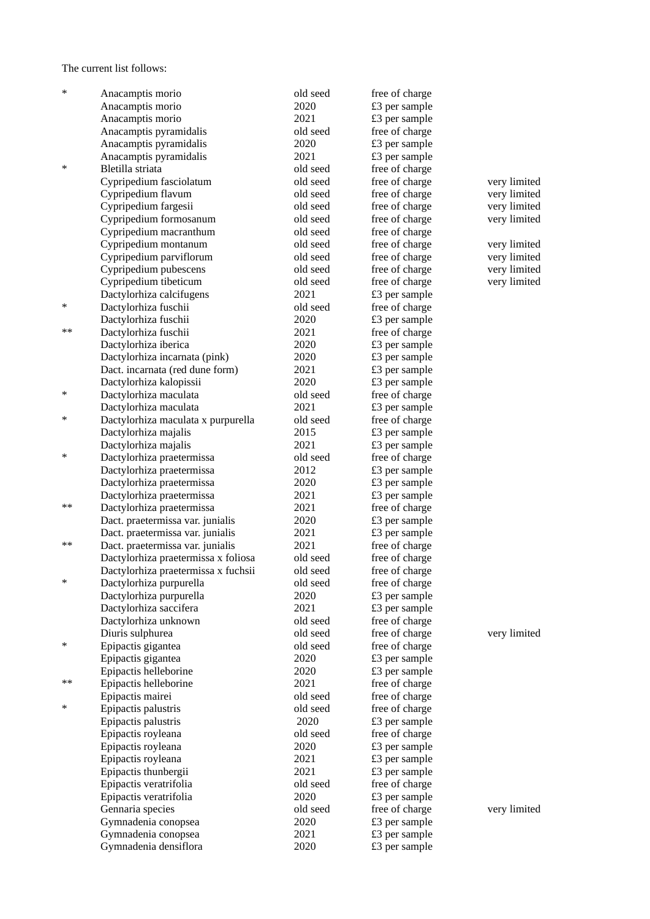The current list follows:

| | | | | |
|---|---|---|---|---|
| * | Anacamptis morio | old seed | free of charge | |
| | Anacamptis morio | 2020 | £3 per sample | |
| | Anacamptis morio | 2021 | £3 per sample | |
| | Anacamptis pyramidalis | old seed | free of charge | |
| | Anacamptis pyramidalis | 2020 | £3 per sample | |
| | Anacamptis pyramidalis | 2021 | £3 per sample | |
| * | Bletilla striata | old seed | free of charge | |
| | Cypripedium fasciolatum | old seed | free of charge | very limited |
| | Cypripedium flavum | old seed | free of charge | very limited |
| | Cypripedium fargesii | old seed | free of charge | very limited |
| | Cypripedium formosanum | old seed | free of charge | very limited |
| | Cypripedium macranthum | old seed | free of charge | |
| | Cypripedium montanum | old seed | free of charge | very limited |
| | Cypripedium parviflorum | old seed | free of charge | very limited |
| | Cypripedium pubescens | old seed | free of charge | very limited |
| | Cypripedium tibeticum | old seed | free of charge | very limited |
| | Dactylorhiza calcifugens | 2021 | £3 per sample | |
| * | Dactylorhiza fuschii | old seed | free of charge | |
| | Dactylorhiza fuschii | 2020 | £3 per sample | |
| ** | Dactylorhiza fuschii | 2021 | free of charge | |
| | Dactylorhiza iberica | 2020 | £3 per sample | |
| | Dactylorhiza incarnata (pink) | 2020 | £3 per sample | |
| | Dact. incarnata (red dune form) | 2021 | £3 per sample | |
| | Dactylorhiza kalopissii | 2020 | £3 per sample | |
| * | Dactylorhiza maculata | old seed | free of charge | |
| | Dactylorhiza maculata | 2021 | £3 per sample | |
| * | Dactylorhiza maculata x purpurella | old seed | free of charge | |
| | Dactylorhiza majalis | 2015 | £3 per sample | |
| | Dactylorhiza majalis | 2021 | £3 per sample | |
| * | Dactylorhiza praetermissa | old seed | free of charge | |
| | Dactylorhiza praetermissa | 2012 | £3 per sample | |
| | Dactylorhiza praetermissa | 2020 | £3 per sample | |
| | Dactylorhiza praetermissa | 2021 | £3 per sample | |
| ** | Dactylorhiza praetermissa | 2021 | free of charge | |
| | Dact. praetermissa var. junialis | 2020 | £3 per sample | |
| | Dact. praetermissa var. junialis | 2021 | £3 per sample | |
| ** | Dact. praetermissa var. junialis | 2021 | free of charge | |
| | Dactylorhiza praetermissa x foliosa | old seed | free of charge | |
| | Dactylorhiza praetermissa x fuchsii | old seed | free of charge | |
| * | Dactylorhiza purpurella | old seed | free of charge | |
| | Dactylorhiza purpurella | 2020 | £3 per sample | |
| | Dactylorhiza saccifera | 2021 | £3 per sample | |
| | Dactylorhiza unknown | old seed | free of charge | |
| | Diuris sulphurea | old seed | free of charge | very limited |
| * | Epipactis gigantea | old seed | free of charge | |
| | Epipactis gigantea | 2020 | £3 per sample | |
| | Epipactis helleborine | 2020 | £3 per sample | |
| ** | Epipactis helleborine | 2021 | free of charge | |
| | Epipactis mairei | old seed | free of charge | |
| * | Epipactis palustris | old seed | free of charge | |
| | Epipactis palustris | 2020 | £3 per sample | |
| | Epipactis royleana | old seed | free of charge | |
| | Epipactis royleana | 2020 | £3 per sample | |
| | Epipactis royleana | 2021 | £3 per sample | |
| | Epipactis thunbergii | 2021 | £3 per sample | |
| | Epipactis veratrifolia | old seed | free of charge | |
| | Epipactis veratrifolia | 2020 | £3 per sample | |
| | Gennaria species | old seed | free of charge | very limited |
| | Gymnadenia conopsea | 2020 | £3 per sample | |
| | Gymnadenia conopsea | 2021 | £3 per sample | |
| | Gymnadenia densiflora | 2020 | £3 per sample | |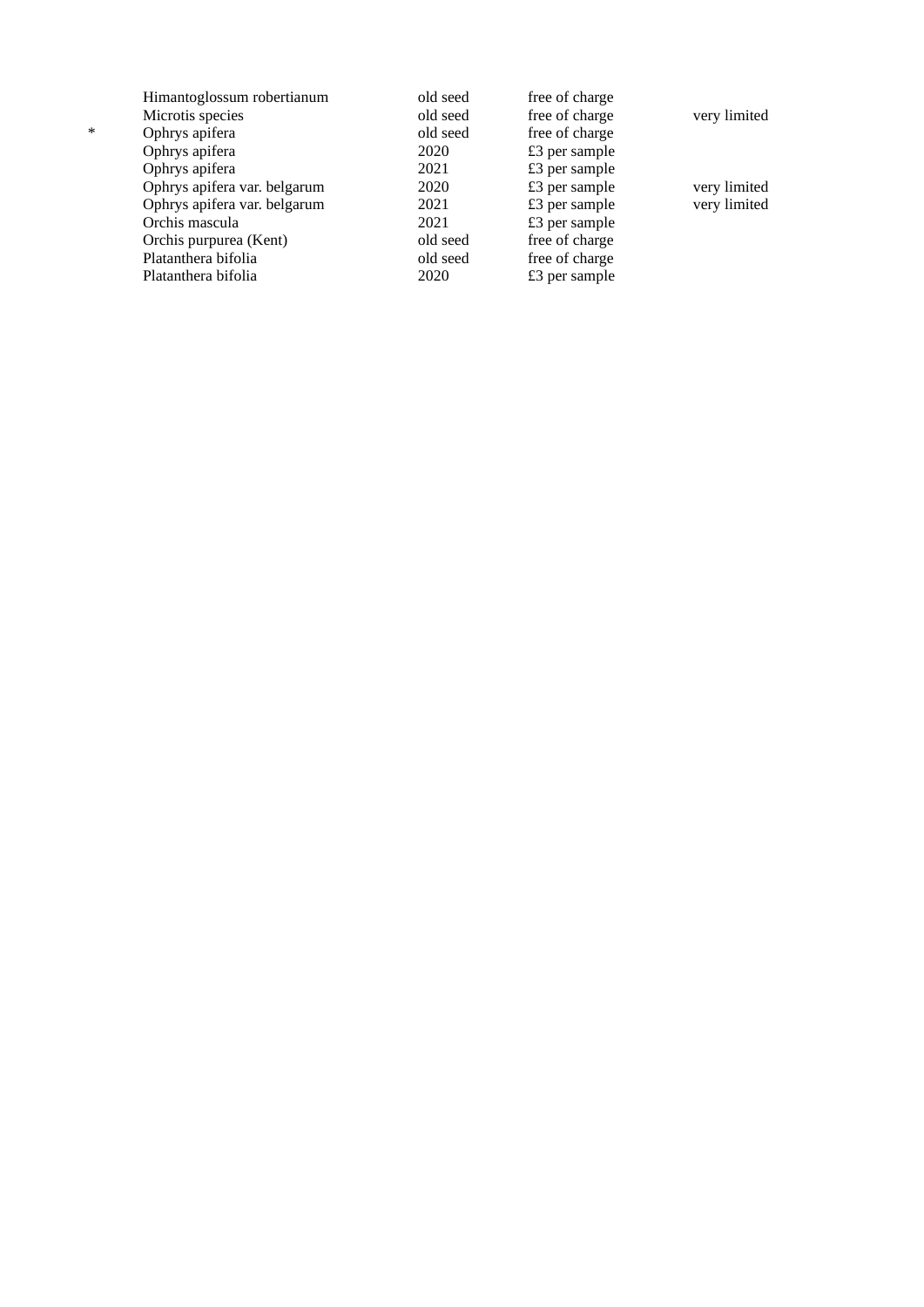| | | | | |
|---|---|---|---|---|
| | Himantoglossum robertianum | old seed | free of charge | |
| | Microtis species | old seed | free of charge | very limited |
| * | Ophrys apifera | old seed | free of charge | |
| | Ophrys apifera | 2020 | £3 per sample | |
| | Ophrys apifera | 2021 | £3 per sample | |
| | Ophrys apifera var. belgarum | 2020 | £3 per sample | very limited |
| | Ophrys apifera var. belgarum | 2021 | £3 per sample | very limited |
| | Orchis mascula | 2021 | £3 per sample | |
| | Orchis purpurea (Kent) | old seed | free of charge | |
| | Platanthera bifolia | old seed | free of charge | |
| | Platanthera bifolia | 2020 | £3 per sample | |